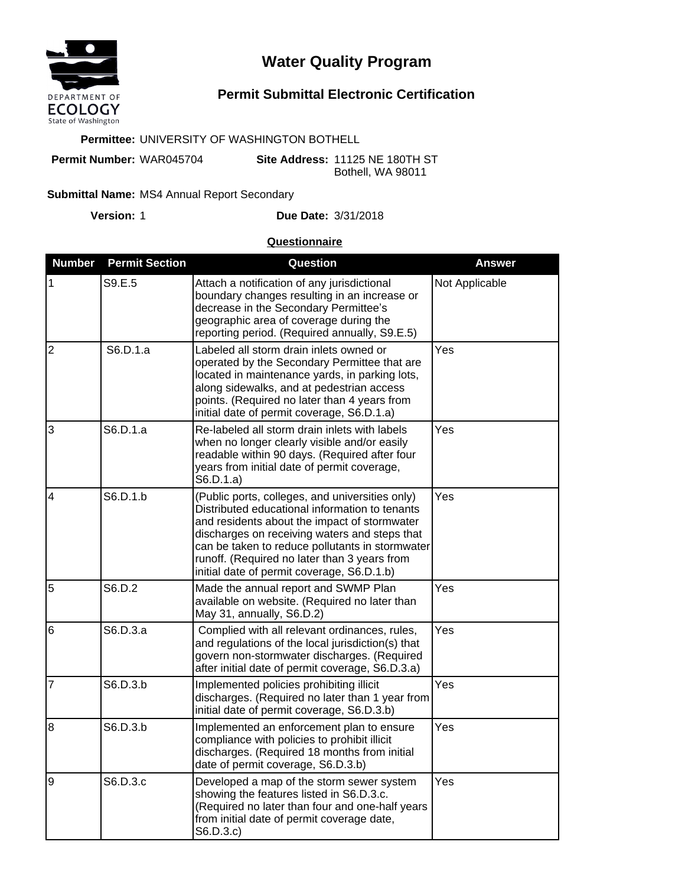DEPARTMENT OF ECOLOGY
State of Washington

# Water Quality Program

## Permit Submittal Electronic Certification

**Permittee:** UNIVERSITY OF WASHINGTON BOTHELL

**Permit Number:** WAR045704 **Site Address:** 11125 NE 180TH ST Bothell, WA 98011

**Submittal Name:** MS4 Annual Report Secondary

**Version:** 1 **Due Date:** 3/31/2018

### Questionnaire

| Number | Permit Section | Question | Answer |
|---|---|---|---|
| 1 | S9.E.5 | Attach a notification of any jurisdictional boundary changes resulting in an increase or decrease in the Secondary Permittee's geographic area of coverage during the reporting period. (Required annually, S9.E.5) | Not Applicable |
| 2 | S6.D.1.a | Labeled all storm drain inlets owned or operated by the Secondary Permittee that are located in maintenance yards, in parking lots, along sidewalks, and at pedestrian access points. (Required no later than 4 years from initial date of permit coverage, S6.D.1.a) | Yes |
| 3 | S6.D.1.a | Re-labeled all storm drain inlets with labels when no longer clearly visible and/or easily readable within 90 days. (Required after four years from initial date of permit coverage, S6.D.1.a) | Yes |
| 4 | S6.D.1.b | (Public ports, colleges, and universities only) Distributed educational information to tenants and residents about the impact of stormwater discharges on receiving waters and steps that can be taken to reduce pollutants in stormwater runoff. (Required no later than 3 years from initial date of permit coverage, S6.D.1.b) | Yes |
| 5 | S6.D.2 | Made the annual report and SWMP Plan available on website. (Required no later than May 31, annually, S6.D.2) | Yes |
| 6 | S6.D.3.a | Complied with all relevant ordinances, rules, and regulations of the local jurisdiction(s) that govern non-stormwater discharges. (Required after initial date of permit coverage, S6.D.3.a) | Yes |
| 7 | S6.D.3.b | Implemented policies prohibiting illicit discharges. (Required no later than 1 year from initial date of permit coverage, S6.D.3.b) | Yes |
| 8 | S6.D.3.b | Implemented an enforcement plan to ensure compliance with policies to prohibit illicit discharges. (Required 18 months from initial date of permit coverage, S6.D.3.b) | Yes |
| 9 | S6.D.3.c | Developed a map of the storm sewer system showing the features listed in S6.D.3.c. (Required no later than four and one-half years from initial date of permit coverage date, S6.D.3.c) | Yes |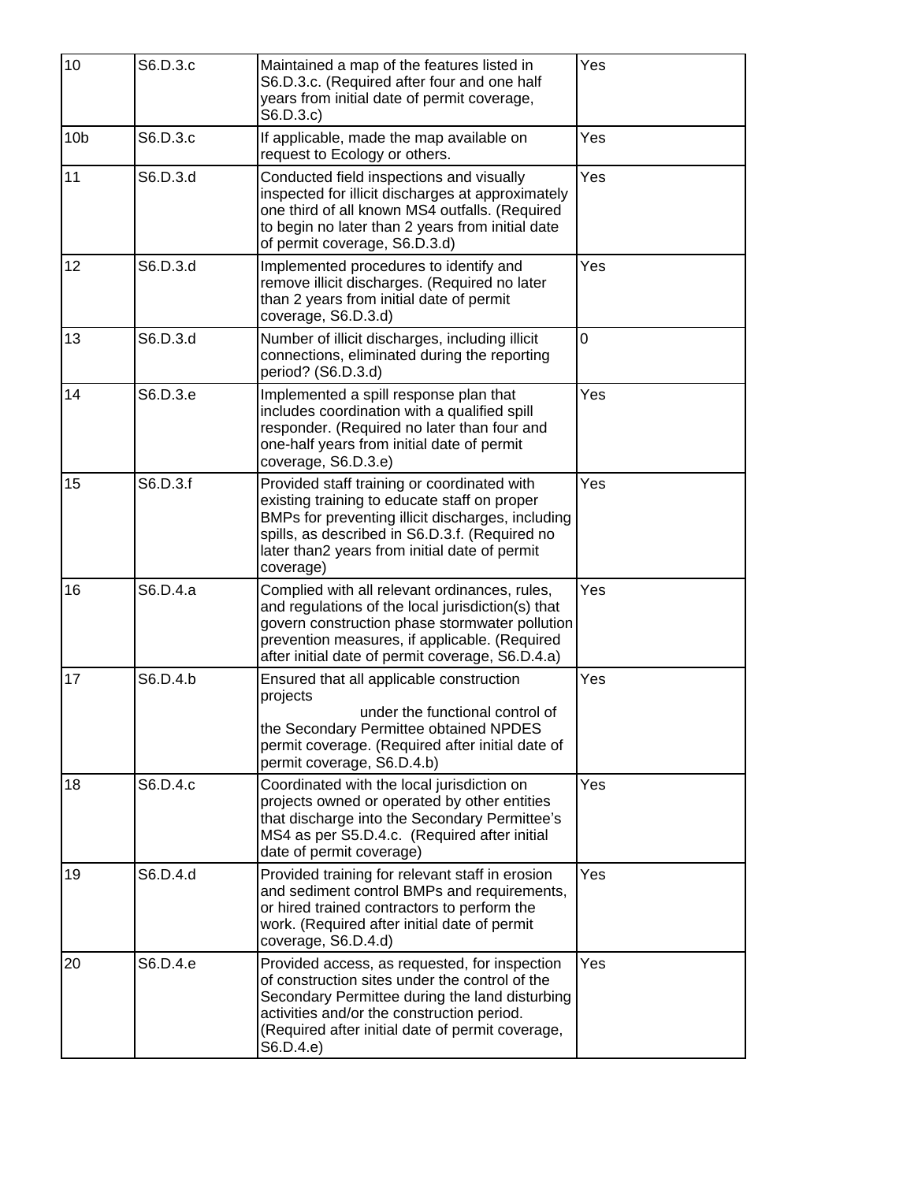| 10 | S6.D.3.c | Maintained a map of the features listed in S6.D.3.c. (Required after four and one half years from initial date of permit coverage, S6.D.3.c) | Yes |
|---|---|---|---|
| 10b | S6.D.3.c | If applicable, made the map available on request to Ecology or others. | Yes |
| 11 | S6.D.3.d | Conducted field inspections and visually inspected for illicit discharges at approximately one third of all known MS4 outfalls. (Required to begin no later than 2 years from initial date of permit coverage, S6.D.3.d) | Yes |
| 12 | S6.D.3.d | Implemented procedures to identify and remove illicit discharges. (Required no later than 2 years from initial date of permit coverage, S6.D.3.d) | Yes |
| 13 | S6.D.3.d | Number of illicit discharges, including illicit connections, eliminated during the reporting period? (S6.D.3.d) | 0 |
| 14 | S6.D.3.e | Implemented a spill response plan that includes coordination with a qualified spill responder. (Required no later than four and one-half years from initial date of permit coverage, S6.D.3.e) | Yes |
| 15 | S6.D.3.f | Provided staff training or coordinated with existing training to educate staff on proper BMPs for preventing illicit discharges, including spills, as described in S6.D.3.f. (Required no later than2 years from initial date of permit coverage) | Yes |
| 16 | S6.D.4.a | Complied with all relevant ordinances, rules, and regulations of the local jurisdiction(s) that govern construction phase stormwater pollution prevention measures, if applicable. (Required after initial date of permit coverage, S6.D.4.a) | Yes |
| 17 | S6.D.4.b | Ensured that all applicable construction projects under the functional control of the Secondary Permittee obtained NPDES permit coverage. (Required after initial date of permit coverage, S6.D.4.b) | Yes |
| 18 | S6.D.4.c | Coordinated with the local jurisdiction on projects owned or operated by other entities that discharge into the Secondary Permittee's MS4 as per S5.D.4.c. (Required after initial date of permit coverage) | Yes |
| 19 | S6.D.4.d | Provided training for relevant staff in erosion and sediment control BMPs and requirements, or hired trained contractors to perform the work. (Required after initial date of permit coverage, S6.D.4.d) | Yes |
| 20 | S6.D.4.e | Provided access, as requested, for inspection of construction sites under the control of the Secondary Permittee during the land disturbing activities and/or the construction period. (Required after initial date of permit coverage, S6.D.4.e) | Yes |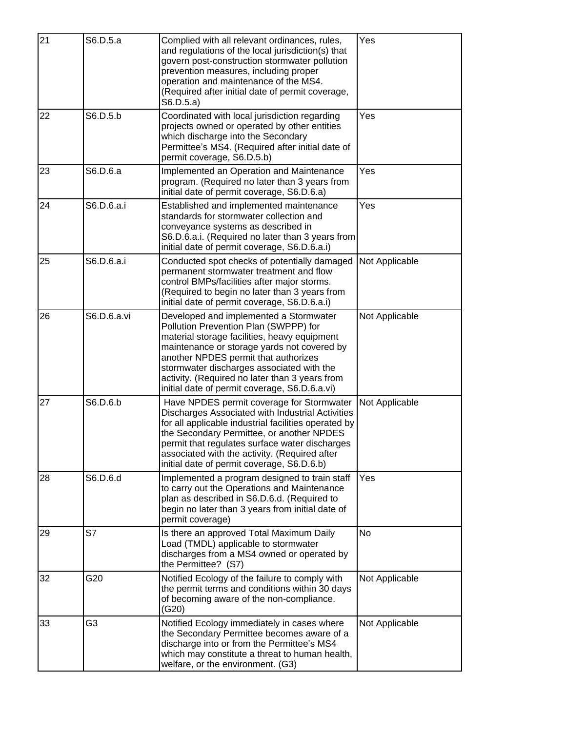| | | | |
|---|---|---|---|
| 21 | S6.D.5.a | Complied with all relevant ordinances, rules, and regulations of the local jurisdiction(s) that govern post-construction stormwater pollution prevention measures, including proper operation and maintenance of the MS4. (Required after initial date of permit coverage, S6.D.5.a) | Yes |
| 22 | S6.D.5.b | Coordinated with local jurisdiction regarding projects owned or operated by other entities which discharge into the Secondary Permittee's MS4. (Required after initial date of permit coverage, S6.D.5.b) | Yes |
| 23 | S6.D.6.a | Implemented an Operation and Maintenance program. (Required no later than 3 years from initial date of permit coverage, S6.D.6.a) | Yes |
| 24 | S6.D.6.a.i | Established and implemented maintenance standards for stormwater collection and conveyance systems as described in S6.D.6.a.i. (Required no later than 3 years from initial date of permit coverage, S6.D.6.a.i) | Yes |
| 25 | S6.D.6.a.i | Conducted spot checks of potentially damaged permanent stormwater treatment and flow control BMPs/facilities after major storms. (Required to begin no later than 3 years from initial date of permit coverage, S6.D.6.a.i) | Not Applicable |
| 26 | S6.D.6.a.vi | Developed and implemented a Stormwater Pollution Prevention Plan (SWPPP) for material storage facilities, heavy equipment maintenance or storage yards not covered by another NPDES permit that authorizes stormwater discharges associated with the activity. (Required no later than 3 years from initial date of permit coverage, S6.D.6.a.vi) | Not Applicable |
| 27 | S6.D.6.b | Have NPDES permit coverage for Stormwater Discharges Associated with Industrial Activities for all applicable industrial facilities operated by the Secondary Permittee, or another NPDES permit that regulates surface water discharges associated with the activity. (Required after initial date of permit coverage, S6.D.6.b) | Not Applicable |
| 28 | S6.D.6.d | Implemented a program designed to train staff to carry out the Operations and Maintenance plan as described in S6.D.6.d. (Required to begin no later than 3 years from initial date of permit coverage) | Yes |
| 29 | S7 | Is there an approved Total Maximum Daily Load (TMDL) applicable to stormwater discharges from a MS4 owned or operated by the Permittee? (S7) | No |
| 32 | G20 | Notified Ecology of the failure to comply with the permit terms and conditions within 30 days of becoming aware of the non-compliance. (G20) | Not Applicable |
| 33 | G3 | Notified Ecology immediately in cases where the Secondary Permittee becomes aware of a discharge into or from the Permittee's MS4 which may constitute a threat to human health, welfare, or the environment. (G3) | Not Applicable |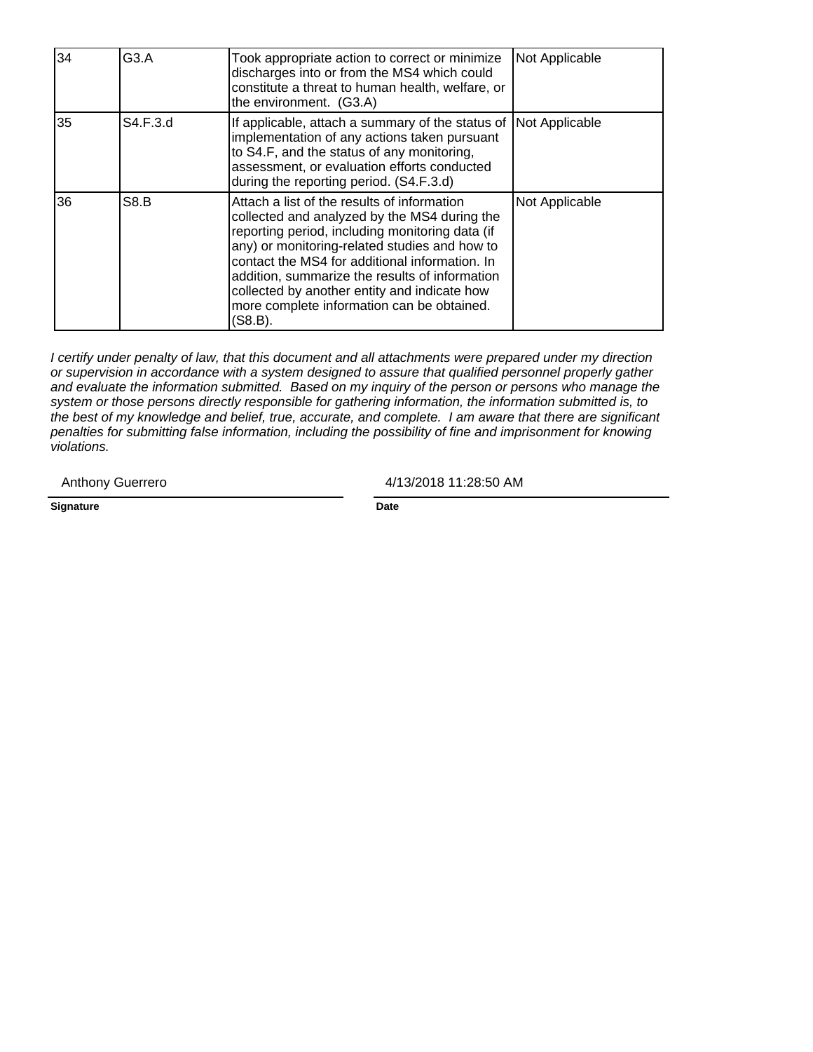| | | | |
|---|---|---|---|
| 34 | G3.A | Took appropriate action to correct or minimize discharges into or from the MS4 which could constitute a threat to human health, welfare, or the environment. (G3.A) | Not Applicable |
| 35 | S4.F.3.d | If applicable, attach a summary of the status of implementation of any actions taken pursuant to S4.F, and the status of any monitoring, assessment, or evaluation efforts conducted during the reporting period. (S4.F.3.d) | Not Applicable |
| 36 | S8.B | Attach a list of the results of information collected and analyzed by the MS4 during the reporting period, including monitoring data (if any) or monitoring-related studies and how to contact the MS4 for additional information. In addition, summarize the results of information collected by another entity and indicate how more complete information can be obtained. (S8.B). | Not Applicable |

*I certify under penalty of law, that this document and all attachments were prepared under my direction or supervision in accordance with a system designed to assure that qualified personnel properly gather and evaluate the information submitted. Based on my inquiry of the person or persons who manage the system or those persons directly responsible for gathering information, the information submitted is, to the best of my knowledge and belief, true, accurate, and complete. I am aware that there are significant penalties for submitting false information, including the possibility of fine and imprisonment for knowing violations.*

Anthony Guerrero

**Signature**

4/13/2018 11:28:50 AM

**Date**